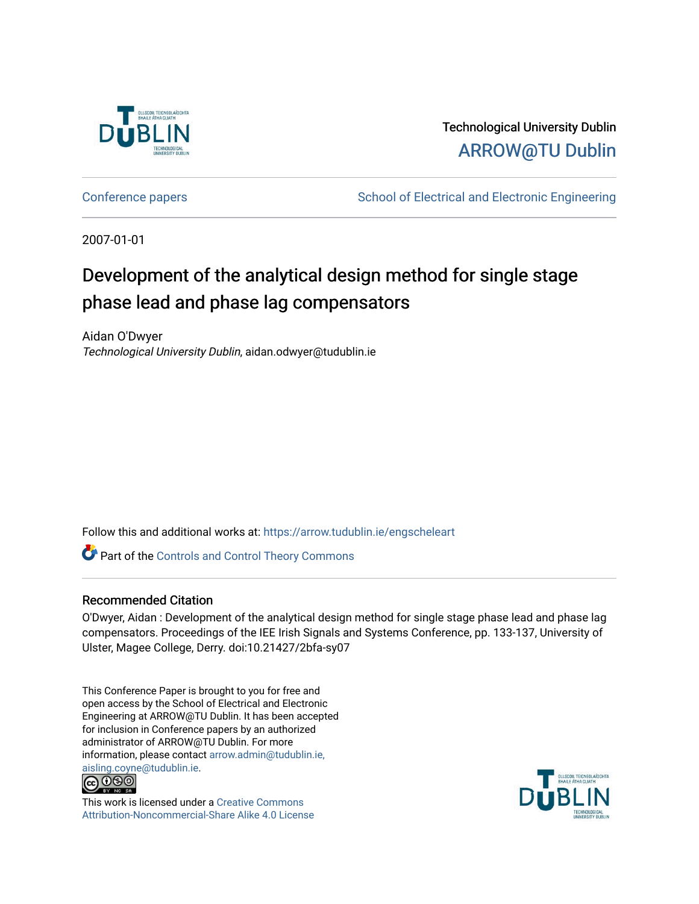Technological University Dublin

ARROW@TU Dublin

Conference papers | School of Electrical and Electronic Engineering

2007-01-01

# Development of the analytical design method for single stage phase lead and phase lag compensators

Aidan O'Dwyer
*Technological University Dublin*, aidan.odwyer@tudublin.ie

Follow this and additional works at: https://arrow.tudublin.ie/engscheleart

Part of the Controls and Control Theory Commons

## Recommended Citation

O'Dwyer, Aidan : Development of the analytical design method for single stage phase lead and phase lag compensators. Proceedings of the IEE Irish Signals and Systems Conference, pp. 133-137, University of Ulster, Magee College, Derry. doi:10.21427/2bfa-sy07

This Conference Paper is brought to you for free and open access by the School of Electrical and Electronic Engineering at ARROW@TU Dublin. It has been accepted for inclusion in Conference papers by an authorized administrator of ARROW@TU Dublin. For more information, please contact arrow.admin@tudublin.ie, aisling.coyne@tudublin.ie.

This work is licensed under a Creative Commons Attribution-Noncommercial-Share Alike 4.0 License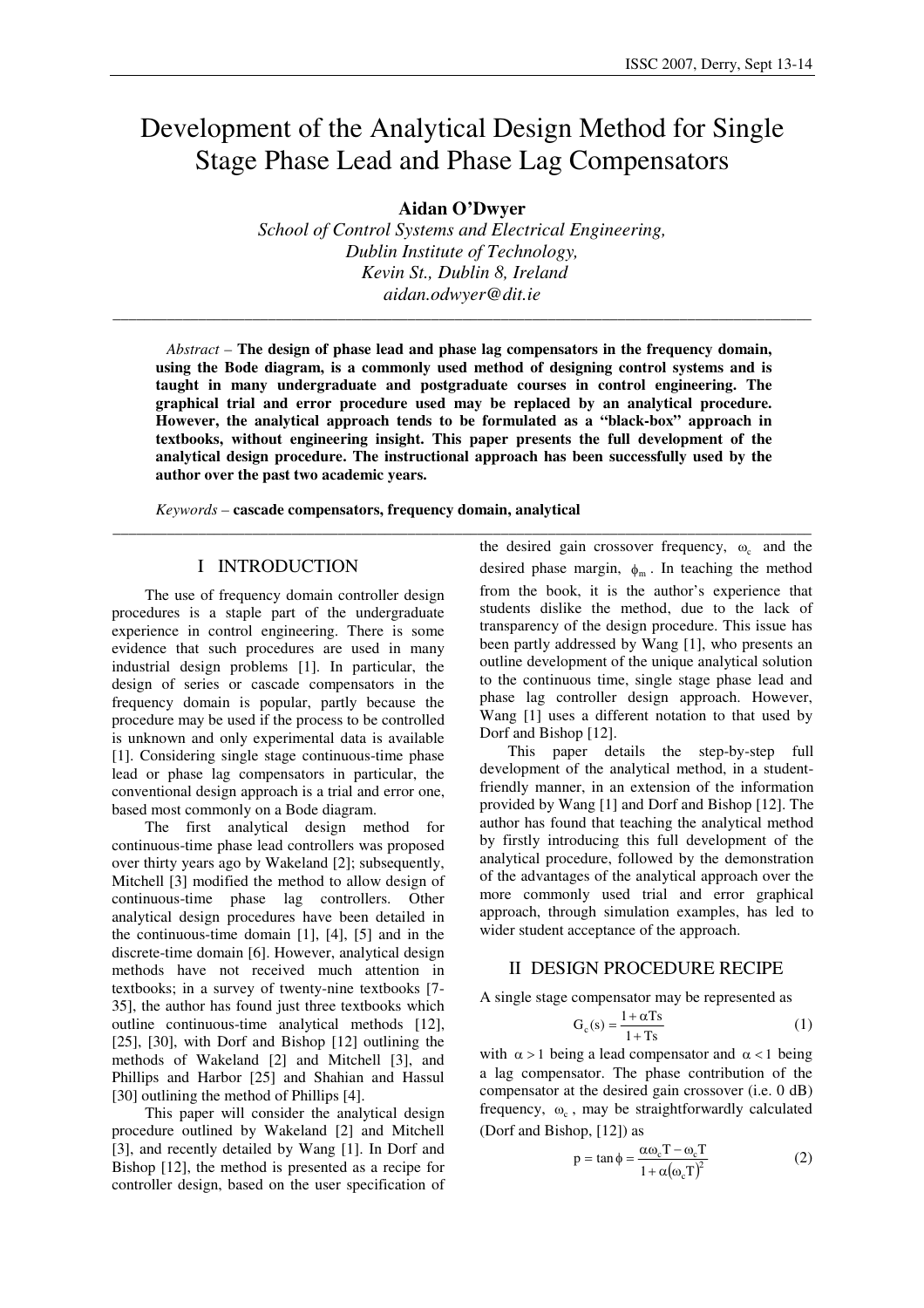# Development of the Analytical Design Method for Single Stage Phase Lead and Phase Lag Compensators

**Aidan O'Dwyer**

*School of Control Systems and Electrical Engineering,*
*Dublin Institute of Technology,*
*Kevin St., Dublin 8, Ireland*
*aidan.odwyer@dit.ie*

---

*Abstract* – **The design of phase lead and phase lag compensators in the frequency domain, using the Bode diagram, is a commonly used method of designing control systems and is taught in many undergraduate and postgraduate courses in control engineering. The graphical trial and error procedure used may be replaced by an analytical procedure. However, the analytical approach tends to be formulated as a "black-box" approach in textbooks, without engineering insight. This paper presents the full development of the analytical design procedure. The instructional approach has been successfully used by the author over the past two academic years.**

*Keywords* – **cascade compensators, frequency domain, analytical**

---

## I INTRODUCTION

The use of frequency domain controller design procedures is a staple part of the undergraduate experience in control engineering. There is some evidence that such procedures are used in many industrial design problems [1]. In particular, the design of series or cascade compensators in the frequency domain is popular, partly because the procedure may be used if the process to be controlled is unknown and only experimental data is available [1]. Considering single stage continuous-time phase lead or phase lag compensators in particular, the conventional design approach is a trial and error one, based most commonly on a Bode diagram.

The first analytical design method for continuous-time phase lead controllers was proposed over thirty years ago by Wakeland [2]; subsequently, Mitchell [3] modified the method to allow design of continuous-time phase lag controllers. Other analytical design procedures have been detailed in the continuous-time domain [1], [4], [5] and in the discrete-time domain [6]. However, analytical design methods have not received much attention in textbooks; in a survey of twenty-nine textbooks [7-35], the author has found just three textbooks which outline continuous-time analytical methods [12], [25], [30], with Dorf and Bishop [12] outlining the methods of Wakeland [2] and Mitchell [3], and Phillips and Harbor [25] and Shahian and Hassul [30] outlining the method of Phillips [4].

This paper will consider the analytical design procedure outlined by Wakeland [2] and Mitchell [3], and recently detailed by Wang [1]. In Dorf and Bishop [12], the method is presented as a recipe for controller design, based on the user specification of the desired gain crossover frequency, $\omega_c$ and the desired phase margin, $\phi_m$. In teaching the method from the book, it is the author's experience that students dislike the method, due to the lack of transparency of the design procedure. This issue has been partly addressed by Wang [1], who presents an outline development of the unique analytical solution to the continuous time, single stage phase lead and phase lag controller design approach. However, Wang [1] uses a different notation to that used by Dorf and Bishop [12].

This paper details the step-by-step full development of the analytical method, in a student-friendly manner, in an extension of the information provided by Wang [1] and Dorf and Bishop [12]. The author has found that teaching the analytical method by firstly introducing this full development of the analytical procedure, followed by the demonstration of the advantages of the analytical approach over the more commonly used trial and error graphical approach, through simulation examples, has led to wider student acceptance of the approach.

## II DESIGN PROCEDURE RECIPE

A single stage compensator may be represented as

$$G_c(s) = \frac{1+\alpha Ts}{1+Ts} \tag{1}$$

with $\alpha > 1$ being a lead compensator and $\alpha < 1$ being a lag compensator. The phase contribution of the compensator at the desired gain crossover (i.e. 0 dB) frequency, $\omega_c$, may be straightforwardly calculated (Dorf and Bishop, [12]) as

$$p = \tan\phi = \frac{\alpha\omega_c T - \omega_c T}{1+\alpha(\omega_c T)^2} \tag{2}$$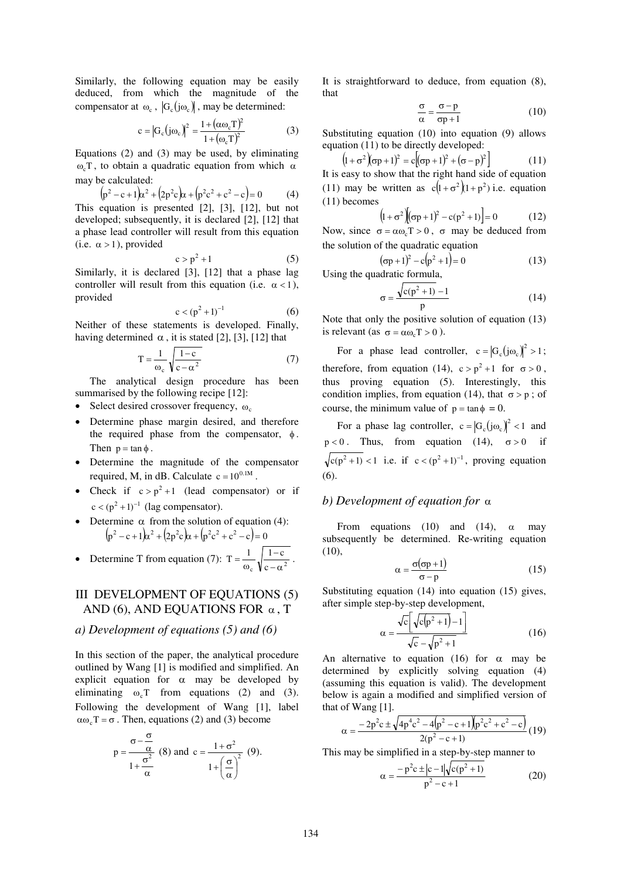Similarly, the following equation may be easily deduced, from which the magnitude of the compensator at $\omega_c$, $|G_c(j\omega_c)|$, may be determined:

$$c = |G_c(j\omega_c)|^2 = \frac{1+(\alpha\omega_c T)^2}{1+(\omega_c T)^2} \tag{3}$$

Equations (2) and (3) may be used, by eliminating $\omega_c T$, to obtain a quadratic equation from which $\alpha$ may be calculated:

$$(p^2 - c + 1)\alpha^2 + (2p^2 c)\alpha + (p^2 c^2 + c^2 - c) = 0 \tag{4}$$

This equation is presented [2], [3], [12], but not developed; subsequently, it is declared [2], [12] that a phase lead controller will result from this equation (i.e. $\alpha > 1$), provided

$$c > p^2 + 1 \tag{5}$$

Similarly, it is declared [3], [12] that a phase lag controller will result from this equation (i.e. $\alpha < 1$), provided

$$c < (p^2+1)^{-1} \tag{6}$$

Neither of these statements is developed. Finally, having determined $\alpha$, it is stated [2], [3], [12] that

$$T = \frac{1}{\omega_c}\sqrt{\frac{1-c}{c-\alpha^2}} \tag{7}$$

The analytical design procedure has been summarised by the following recipe [12]:

- Select desired crossover frequency, $\omega_c$
- Determine phase margin desired, and therefore the required phase from the compensator, $\phi$. Then $p = \tan\phi$.
- Determine the magnitude of the compensator required, M, in dB. Calculate $c = 10^{0.1M}$.
- Check if $c > p^2 + 1$ (lead compensator) or if $c < (p^2+1)^{-1}$ (lag compensator).
- Determine $\alpha$ from the solution of equation (4): $(p^2 - c + 1)\alpha^2 + (2p^2 c)\alpha + (p^2 c^2 + c^2 - c) = 0$
- Determine T from equation (7): $T = \frac{1}{\omega_c}\sqrt{\frac{1-c}{c-\alpha^2}}$.

## III DEVELOPMENT OF EQUATIONS (5) AND (6), AND EQUATIONS FOR $\alpha$, T

### *a) Development of equations (5) and (6)*

In this section of the paper, the analytical procedure outlined by Wang [1] is modified and simplified. An explicit equation for $\alpha$ may be developed by eliminating $\omega_c T$ from equations (2) and (3). Following the development of Wang [1], label $\alpha\omega_c T = \sigma$. Then, equations (2) and (3) become

$$p = \frac{\sigma - \frac{\sigma}{\alpha}}{1+\frac{\sigma^2}{\alpha}} \quad (8) \quad \text{and} \quad c = \frac{1+\sigma^2}{1+\left(\frac{\sigma}{\alpha}\right)^2} \quad (9).$$

It is straightforward to deduce, from equation (8), that

$$\frac{\sigma}{\alpha} = \frac{\sigma - p}{\sigma p + 1} \tag{10}$$

Substituting equation (10) into equation (9) allows equation (11) to be directly developed:

$$(1+\sigma^2)(\sigma p + 1)^2 = c\left[(\sigma p + 1)^2 + (\sigma - p)^2\right] \tag{11}$$

It is easy to show that the right hand side of equation (11) may be written as $c(1+\sigma^2)(1+p^2)$ i.e. equation (11) becomes

$$(1+\sigma^2)\left[(\sigma p+1)^2 - c(p^2+1)\right] = 0 \tag{12}$$

Now, since $\sigma = \alpha\omega_c T > 0$, $\sigma$ may be deduced from the solution of the quadratic equation

$$(\sigma p + 1)^2 - c(p^2+1) = 0 \tag{13}$$

Using the quadratic formula,

$$\sigma = \frac{\sqrt{c(p^2+1)} - 1}{p} \tag{14}$$

Note that only the positive solution of equation (13) is relevant (as $\sigma = \alpha\omega_c T > 0$).

For a phase lead controller, $c = |G_c(j\omega_c)|^2 > 1$; therefore, from equation (14), $c > p^2 + 1$ for $\sigma > 0$, thus proving equation (5). Interestingly, this condition implies, from equation (14), that $\sigma > p$; of course, the minimum value of $p = \tan\phi = 0$.

For a phase lag controller, $c = |G_c(j\omega_c)|^2 < 1$ and $p < 0$. Thus, from equation (14), $\sigma > 0$ if $\sqrt{c(p^2+1)} < 1$ i.e. if $c < (p^2+1)^{-1}$, proving equation (6).

### *b) Development of equation for $\alpha$*

From equations (10) and (14), $\alpha$ may subsequently be determined. Re-writing equation (10),

$$\alpha = \frac{\sigma(\sigma p + 1)}{\sigma - p} \tag{15}$$

Substituting equation (14) into equation (15) gives, after simple step-by-step development,

$$\alpha = \frac{\sqrt{c}\left[\sqrt{c(p^2+1)} - 1\right]}{\sqrt{c} - \sqrt{p^2+1}} \tag{16}$$

An alternative to equation (16) for $\alpha$ may be determined by explicitly solving equation (4) (assuming this equation is valid). The development below is again a modified and simplified version of that of Wang [1].

$$\alpha = \frac{-2p^2 c \pm \sqrt{4p^4c^2 - 4(p^2 - c + 1)(p^2c^2 + c^2 - c)}}{2(p^2 - c + 1)} \tag{19}$$

This may be simplified in a step-by-step manner to

$$\alpha = \frac{-p^2 c \pm |c-1|\sqrt{c(p^2+1)}}{p^2 - c + 1} \tag{20}$$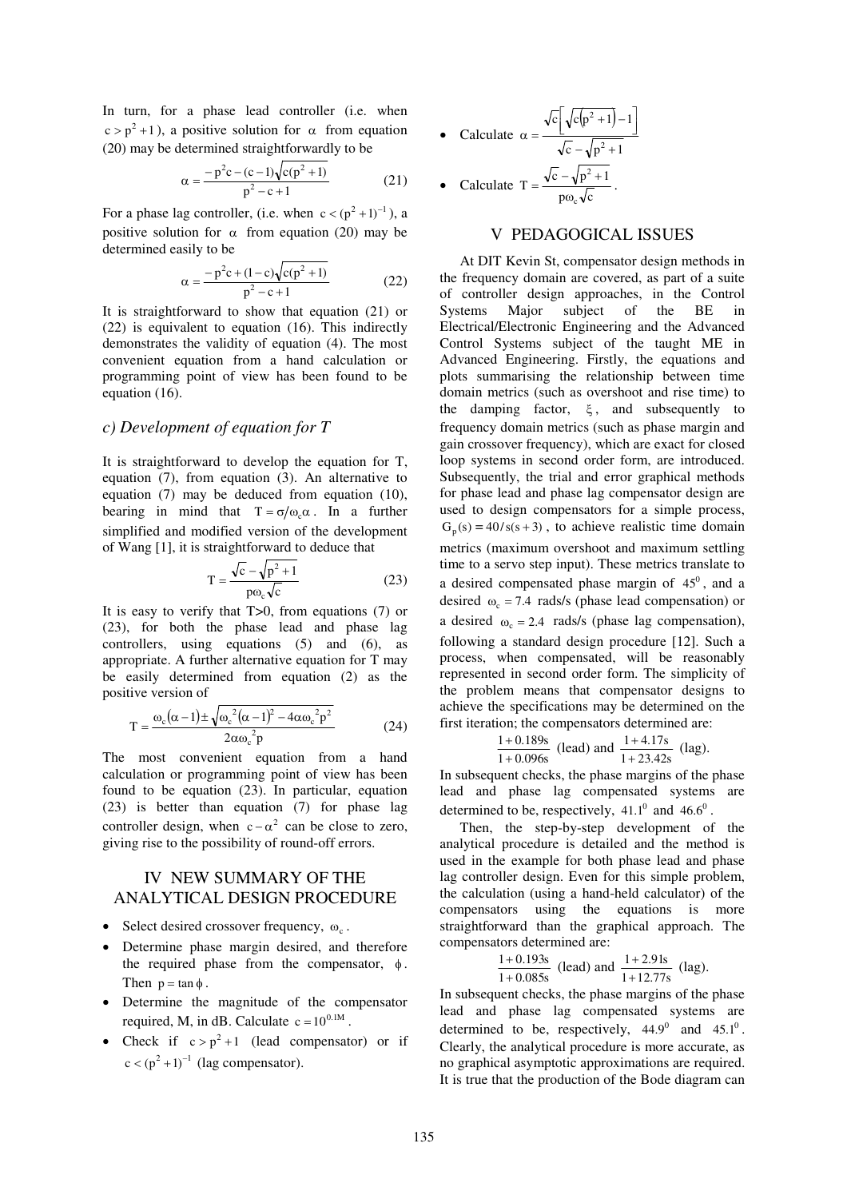In turn, for a phase lead controller (i.e. when $c > p^2 + 1$), a positive solution for $\alpha$ from equation (20) may be determined straightforwardly to be

$$\alpha = \frac{-p^2 c - (c-1)\sqrt{c(p^2+1)}}{p^2 - c + 1} \tag{21}$$

For a phase lag controller, (i.e. when $c < (p^2+1)^{-1}$), a positive solution for $\alpha$ from equation (20) may be determined easily to be

$$\alpha = \frac{-p^2 c + (1-c)\sqrt{c(p^2+1)}}{p^2 - c + 1} \tag{22}$$

It is straightforward to show that equation (21) or (22) is equivalent to equation (16). This indirectly demonstrates the validity of equation (4). The most convenient equation from a hand calculation or programming point of view has been found to be equation (16).

### c) Development of equation for T

It is straightforward to develop the equation for T, equation (7), from equation (3). An alternative to equation (7) may be deduced from equation (10), bearing in mind that $T = \sigma/\omega_c \alpha$. In a further simplified and modified version of the development of Wang [1], it is straightforward to deduce that

$$T = \frac{\sqrt{c} - \sqrt{p^2+1}}{p\omega_c\sqrt{c}} \tag{23}$$

It is easy to verify that T>0, from equations (7) or (23), for both the phase lead and phase lag controllers, using equations (5) and (6), as appropriate. A further alternative equation for T may be easily determined from equation (2) as the positive version of

$$T = \frac{\omega_c(\alpha-1) \pm \sqrt{\omega_c^2(\alpha-1)^2 - 4\alpha\omega_c^2 p^2}}{2\alpha\omega_c^2 p} \tag{24}$$

The most convenient equation from a hand calculation or programming point of view has been found to be equation (23). In particular, equation (23) is better than equation (7) for phase lag controller design, when $c - \alpha^2$ can be close to zero, giving rise to the possibility of round-off errors.

## IV NEW SUMMARY OF THE ANALYTICAL DESIGN PROCEDURE

- Select desired crossover frequency, $\omega_c$.
- Determine phase margin desired, and therefore the required phase from the compensator, $\phi$. Then $p = \tan\phi$.
- Determine the magnitude of the compensator required, M, in dB. Calculate $c = 10^{0.1M}$.
- Check if $c > p^2 + 1$ (lead compensator) or if $c < (p^2+1)^{-1}$ (lag compensator).
- Calculate $\alpha = \dfrac{\sqrt{c}\left[\sqrt{c(p^2+1)} - 1\right]}{\sqrt{c} - \sqrt{p^2+1}}$
- Calculate $T = \dfrac{\sqrt{c} - \sqrt{p^2+1}}{p\omega_c\sqrt{c}}$.

## V PEDAGOGICAL ISSUES

At DIT Kevin St, compensator design methods in the frequency domain are covered, as part of a suite of controller design approaches, in the Control Systems Major subject of the BE in Electrical/Electronic Engineering and the Advanced Control Systems subject of the taught ME in Advanced Engineering. Firstly, the equations and plots summarising the relationship between time domain metrics (such as overshoot and rise time) to the damping factor, $\xi$, and subsequently to frequency domain metrics (such as phase margin and gain crossover frequency), which are exact for closed loop systems in second order form, are introduced. Subsequently, the trial and error graphical methods for phase lead and phase lag compensator design are used to design compensators for a simple process, $G_p(s) = 40/s(s+3)$, to achieve realistic time domain metrics (maximum overshoot and maximum settling time to a servo step input). These metrics translate to a desired compensated phase margin of $45^0$, and a desired $\omega_c = 7.4$ rads/s (phase lead compensation) or a desired $\omega_c = 2.4$ rads/s (phase lag compensation), following a standard design procedure [12]. Such a process, when compensated, will be reasonably represented in second order form. The simplicity of the problem means that compensator designs to achieve the specifications may be determined on the first iteration; the compensators determined are:

$$\frac{1+0.189s}{1+0.096s} \text{ (lead) and } \frac{1+4.17s}{1+23.42s} \text{ (lag).}$$

In subsequent checks, the phase margins of the phase lead and phase lag compensated systems are determined to be, respectively, $41.1^0$ and $46.6^0$.

Then, the step-by-step development of the analytical procedure is detailed and the method is used in the example for both phase lead and phase lag controller design. Even for this simple problem, the calculation (using a hand-held calculator) of the compensators using the equations is more straightforward than the graphical approach. The compensators determined are:

$$\frac{1+0.193s}{1+0.085s} \text{ (lead) and } \frac{1+2.91s}{1+12.77s} \text{ (lag).}$$

In subsequent checks, the phase margins of the phase lead and phase lag compensated systems are determined to be, respectively, $44.9^0$ and $45.1^0$. Clearly, the analytical procedure is more accurate, as no graphical asymptotic approximations are required. It is true that the production of the Bode diagram can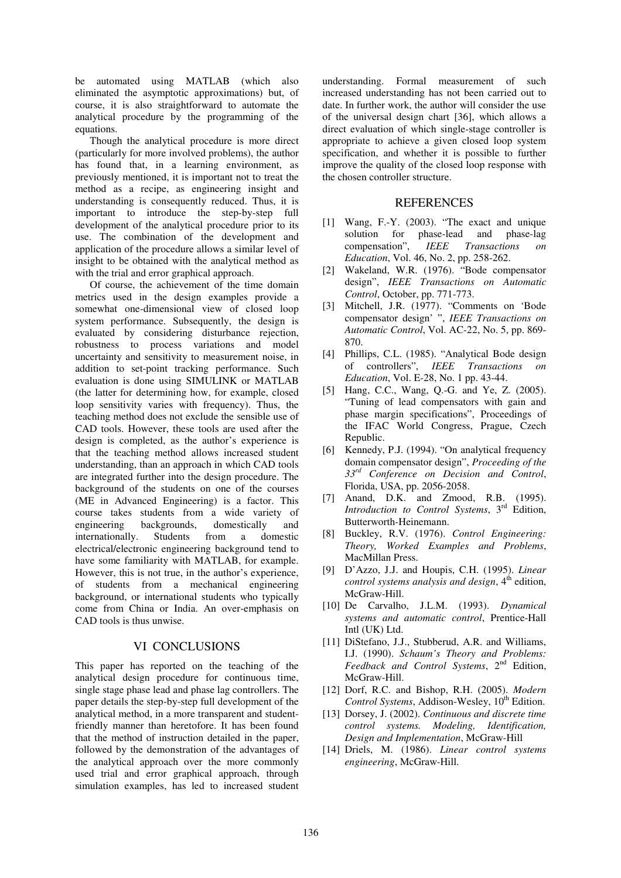be automated using MATLAB (which also eliminated the asymptotic approximations) but, of course, it is also straightforward to automate the analytical procedure by the programming of the equations.

Though the analytical procedure is more direct (particularly for more involved problems), the author has found that, in a learning environment, as previously mentioned, it is important not to treat the method as a recipe, as engineering insight and understanding is consequently reduced. Thus, it is important to introduce the step-by-step full development of the analytical procedure prior to its use. The combination of the development and application of the procedure allows a similar level of insight to be obtained with the analytical method as with the trial and error graphical approach.

Of course, the achievement of the time domain metrics used in the design examples provide a somewhat one-dimensional view of closed loop system performance. Subsequently, the design is evaluated by considering disturbance rejection, robustness to process variations and model uncertainty and sensitivity to measurement noise, in addition to set-point tracking performance. Such evaluation is done using SIMULINK or MATLAB (the latter for determining how, for example, closed loop sensitivity varies with frequency). Thus, the teaching method does not exclude the sensible use of CAD tools. However, these tools are used after the design is completed, as the author's experience is that the teaching method allows increased student understanding, than an approach in which CAD tools are integrated further into the design procedure. The background of the students on one of the courses (ME in Advanced Engineering) is a factor. This course takes students from a wide variety of engineering backgrounds, domestically and internationally. Students from a domestic electrical/electronic engineering background tend to have some familiarity with MATLAB, for example. However, this is not true, in the author's experience, of students from a mechanical engineering background, or international students who typically come from China or India. An over-emphasis on CAD tools is thus unwise.

## VI CONCLUSIONS

This paper has reported on the teaching of the analytical design procedure for continuous time, single stage phase lead and phase lag controllers. The paper details the step-by-step full development of the analytical method, in a more transparent and student-friendly manner than heretofore. It has been found that the method of instruction detailed in the paper, followed by the demonstration of the advantages of the analytical approach over the more commonly used trial and error graphical approach, through simulation examples, has led to increased student understanding. Formal measurement of such increased understanding has not been carried out to date. In further work, the author will consider the use of the universal design chart [36], which allows a direct evaluation of which single-stage controller is appropriate to achieve a given closed loop system specification, and whether it is possible to further improve the quality of the closed loop response with the chosen controller structure.

## REFERENCES

[1] Wang, F.-Y. (2003). "The exact and unique solution for phase-lead and phase-lag compensation", *IEEE Transactions on Education*, Vol. 46, No. 2, pp. 258-262.

[2] Wakeland, W.R. (1976). "Bode compensator design", *IEEE Transactions on Automatic Control*, October, pp. 771-773.

[3] Mitchell, J.R. (1977). "Comments on 'Bode compensator design' ", *IEEE Transactions on Automatic Control*, Vol. AC-22, No. 5, pp. 869-870.

[4] Phillips, C.L. (1985). "Analytical Bode design of controllers", *IEEE Transactions on Education*, Vol. E-28, No. 1 pp. 43-44.

[5] Hang, C.C., Wang, Q.-G. and Ye, Z. (2005). "Tuning of lead compensators with gain and phase margin specifications", Proceedings of the IFAC World Congress, Prague, Czech Republic.

[6] Kennedy, P.J. (1994). "On analytical frequency domain compensator design", *Proceeding of the 33rd Conference on Decision and Control*, Florida, USA, pp. 2056-2058.

[7] Anand, D.K. and Zmood, R.B. (1995). *Introduction to Control Systems*, 3rd Edition, Butterworth-Heinemann.

[8] Buckley, R.V. (1976). *Control Engineering: Theory, Worked Examples and Problems*, MacMillan Press.

[9] D'Azzo, J.J. and Houpis, C.H. (1995). *Linear control systems analysis and design*, 4th edition, McGraw-Hill.

[10] De Carvalho, J.L.M. (1993). *Dynamical systems and automatic control*, Prentice-Hall Intl (UK) Ltd.

[11] DiStefano, J.J., Stubberud, A.R. and Williams, I.J. (1990). *Schaum's Theory and Problems: Feedback and Control Systems*, 2nd Edition, McGraw-Hill.

[12] Dorf, R.C. and Bishop, R.H. (2005). *Modern Control Systems*, Addison-Wesley, 10th Edition.

[13] Dorsey, J. (2002). *Continuous and discrete time control systems. Modeling, Identification, Design and Implementation*, McGraw-Hill

[14] Driels, M. (1986). *Linear control systems engineering*, McGraw-Hill.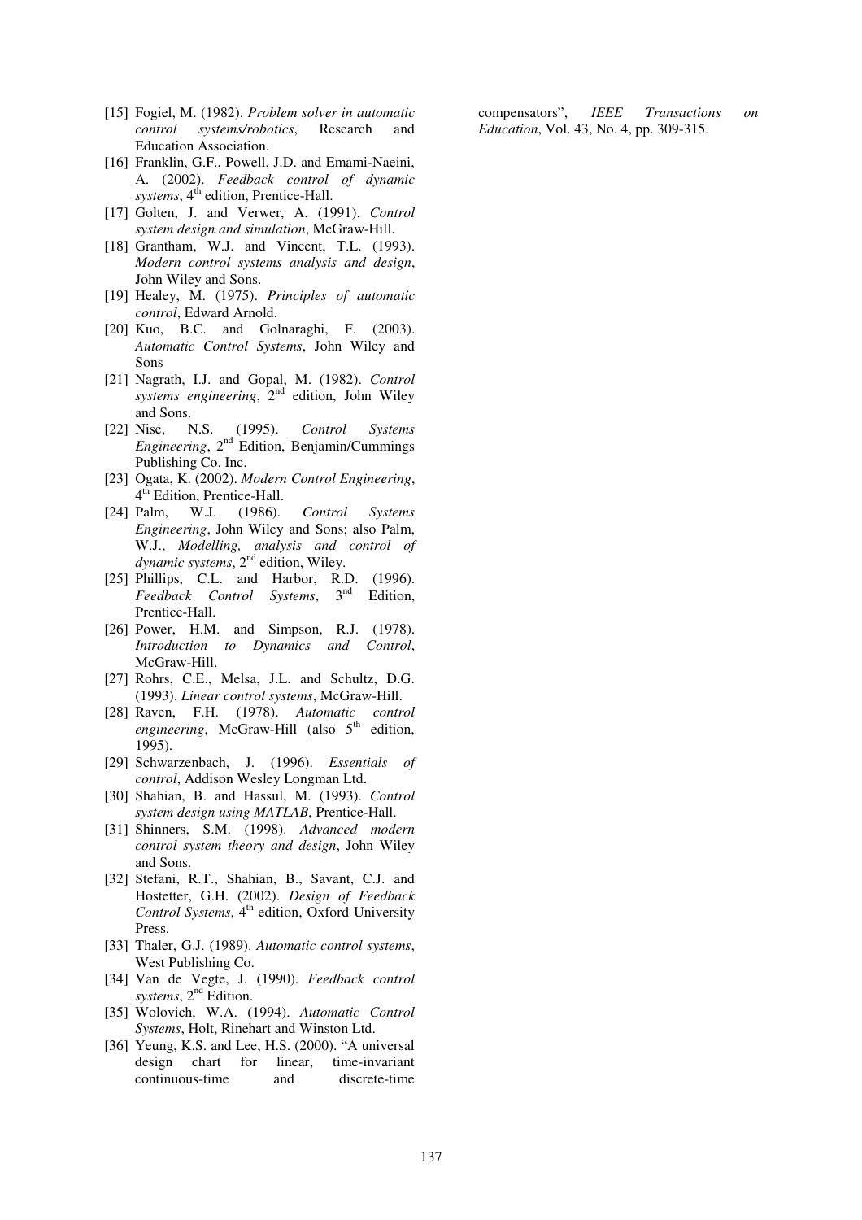[15] Fogiel, M. (1982). *Problem solver in automatic control systems/robotics*, Research and Education Association.

[16] Franklin, G.F., Powell, J.D. and Emami-Naeini, A. (2002). *Feedback control of dynamic systems*, 4th edition, Prentice-Hall.

[17] Golten, J. and Verwer, A. (1991). *Control system design and simulation*, McGraw-Hill.

[18] Grantham, W.J. and Vincent, T.L. (1993). *Modern control systems analysis and design*, John Wiley and Sons.

[19] Healey, M. (1975). *Principles of automatic control*, Edward Arnold.

[20] Kuo, B.C. and Golnaraghi, F. (2003). *Automatic Control Systems*, John Wiley and Sons

[21] Nagrath, I.J. and Gopal, M. (1982). *Control systems engineering*, 2nd edition, John Wiley and Sons.

[22] Nise, N.S. (1995). *Control Systems Engineering*, 2nd Edition, Benjamin/Cummings Publishing Co. Inc.

[23] Ogata, K. (2002). *Modern Control Engineering*, 4th Edition, Prentice-Hall.

[24] Palm, W.J. (1986). *Control Systems Engineering*, John Wiley and Sons; also Palm, W.J., *Modelling, analysis and control of dynamic systems*, 2nd edition, Wiley.

[25] Phillips, C.L. and Harbor, R.D. (1996). *Feedback Control Systems*, 3nd Edition, Prentice-Hall.

[26] Power, H.M. and Simpson, R.J. (1978). *Introduction to Dynamics and Control*, McGraw-Hill.

[27] Rohrs, C.E., Melsa, J.L. and Schultz, D.G. (1993). *Linear control systems*, McGraw-Hill.

[28] Raven, F.H. (1978). *Automatic control engineering*, McGraw-Hill (also 5th edition, 1995).

[29] Schwarzenbach, J. (1996). *Essentials of control*, Addison Wesley Longman Ltd.

[30] Shahian, B. and Hassul, M. (1993). *Control system design using MATLAB*, Prentice-Hall.

[31] Shinners, S.M. (1998). *Advanced modern control system theory and design*, John Wiley and Sons.

[32] Stefani, R.T., Shahian, B., Savant, C.J. and Hostetter, G.H. (2002). *Design of Feedback Control Systems*, 4th edition, Oxford University Press.

[33] Thaler, G.J. (1989). *Automatic control systems*, West Publishing Co.

[34] Van de Vegte, J. (1990). *Feedback control systems*, 2nd Edition.

[35] Wolovich, W.A. (1994). *Automatic Control Systems*, Holt, Rinehart and Winston Ltd.

[36] Yeung, K.S. and Lee, H.S. (2000). "A universal design chart for linear, time-invariant continuous-time and discrete-time compensators", *IEEE Transactions on Education*, Vol. 43, No. 4, pp. 309-315.